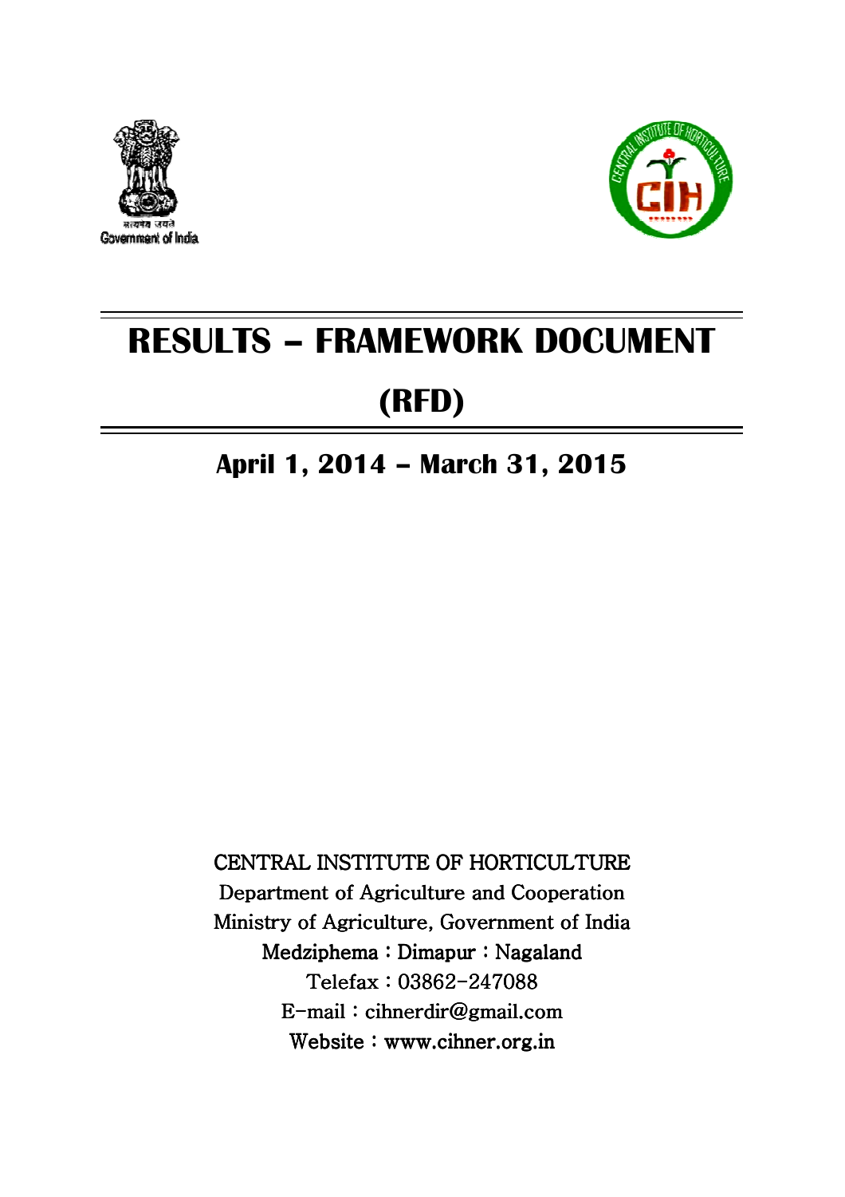सत्यमेव जयते
Government of India

CENTRAL INSTITUTE OF HORTICULTURE
CIH

# RESULTS – FRAMEWORK DOCUMENT

# (RFD)

## April 1, 2014 – March 31, 2015

CENTRAL INSTITUTE OF HORTICULTURE
Department of Agriculture and Cooperation
Ministry of Agriculture, Government of India
Medziphema : Dimapur : Nagaland
Telefax : 03862-247088
E-mail : cihnerdir@gmail.com
Website : www.cihner.org.in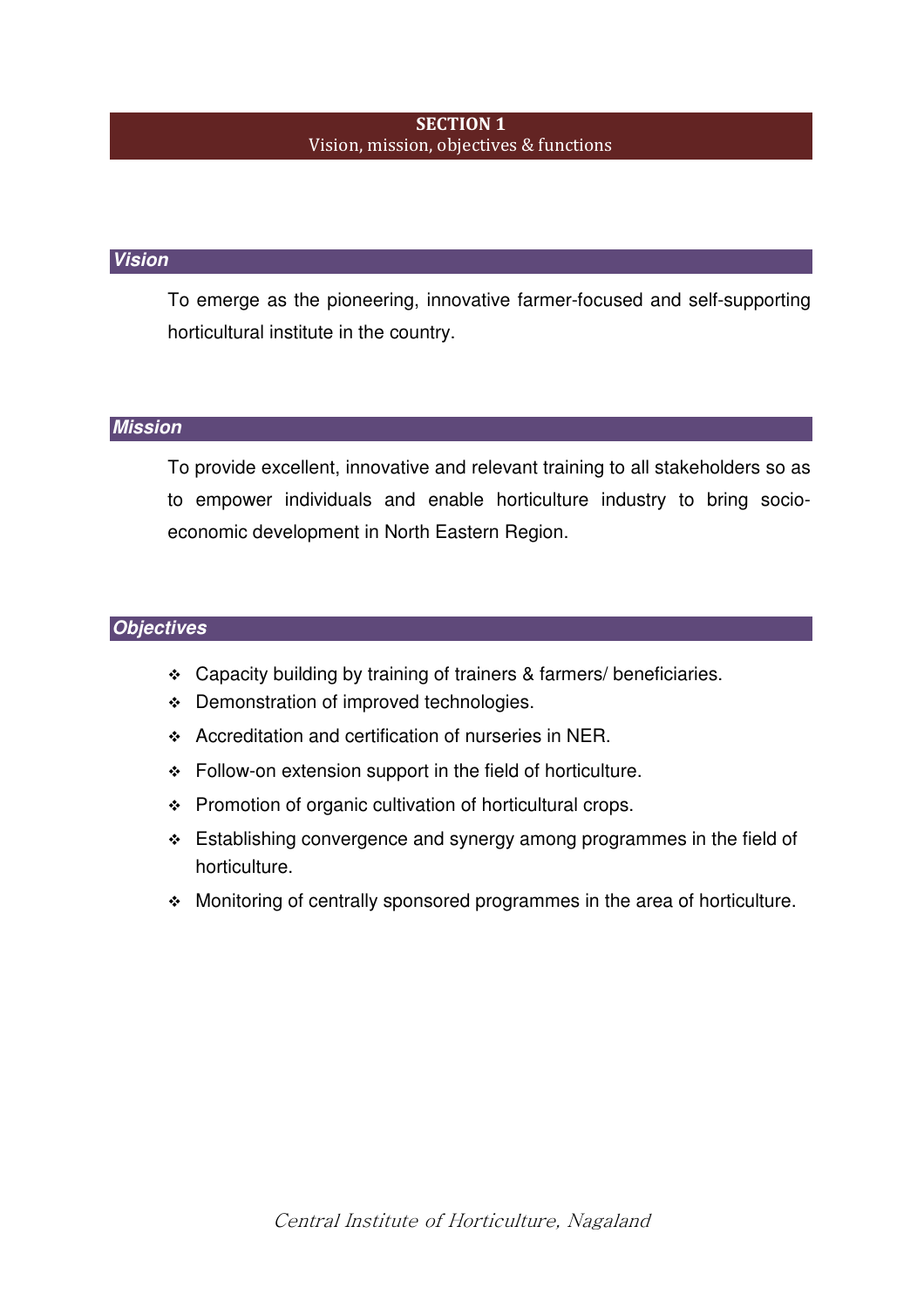# SECTION 1
Vision, mission, objectives & functions

## Vision

To emerge as the pioneering, innovative farmer-focused and self-supporting horticultural institute in the country.

## Mission

To provide excellent, innovative and relevant training to all stakeholders so as to empower individuals and enable horticulture industry to bring socio-economic development in North Eastern Region.

## Objectives

- Capacity building by training of trainers & farmers/ beneficiaries.
- Demonstration of improved technologies.
- Accreditation and certification of nurseries in NER.
- Follow-on extension support in the field of horticulture.
- Promotion of organic cultivation of horticultural crops.
- Establishing convergence and synergy among programmes in the field of horticulture.
- Monitoring of centrally sponsored programmes in the area of horticulture.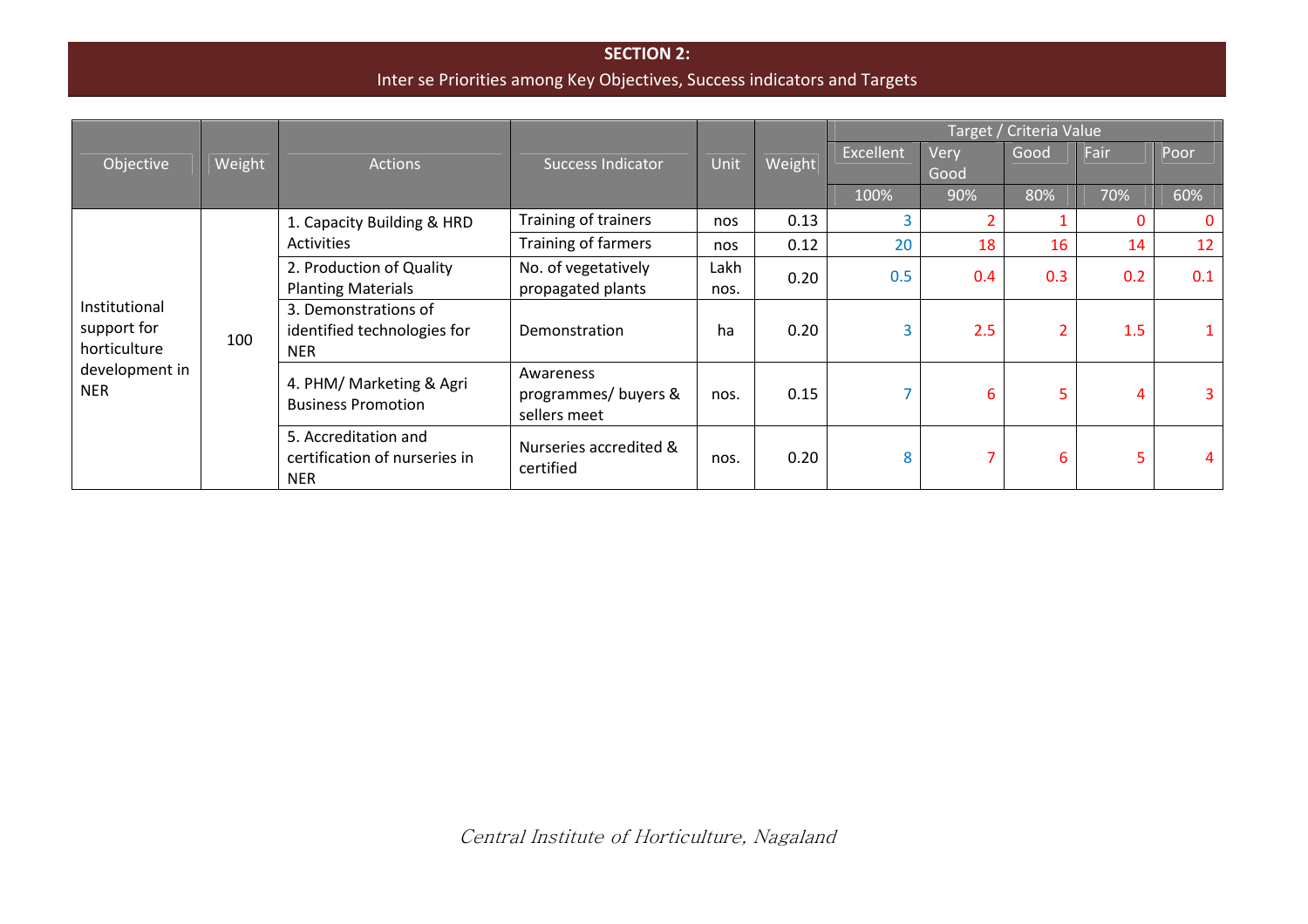**SECTION 2:**

Inter se Priorities among Key Objectives, Success indicators and Targets

| Objective | Weight | Actions | Success Indicator | Unit | Weight | Target / Criteria Value | | | | |
|---|---|---|---|---|---|---|---|---|---|---|
| | | | | | | Excellent | Very Good | Good | Fair | Poor |
| | | | | | | 100% | 90% | 80% | 70% | 60% |
| Institutional support for horticulture development in NER | 100 | 1. Capacity Building & HRD Activities | Training of trainers | nos | 0.13 | 3 | 2 | 1 | 0 | 0 |
| | | | Training of farmers | nos | 0.12 | 20 | 18 | 16 | 14 | 12 |
| | | 2. Production of Quality Planting Materials | No. of vegetatively propagated plants | Lakh nos. | 0.20 | 0.5 | 0.4 | 0.3 | 0.2 | 0.1 |
| | | 3. Demonstrations of identified technologies for NER | Demonstration | ha | 0.20 | 3 | 2.5 | 2 | 1.5 | 1 |
| | | 4. PHM/ Marketing & Agri Business Promotion | Awareness programmes/ buyers & sellers meet | nos. | 0.15 | 7 | 6 | 5 | 4 | 3 |
| | | 5. Accreditation and certification of nurseries in NER | Nurseries accredited & certified | nos. | 0.20 | 8 | 7 | 6 | 5 | 4 |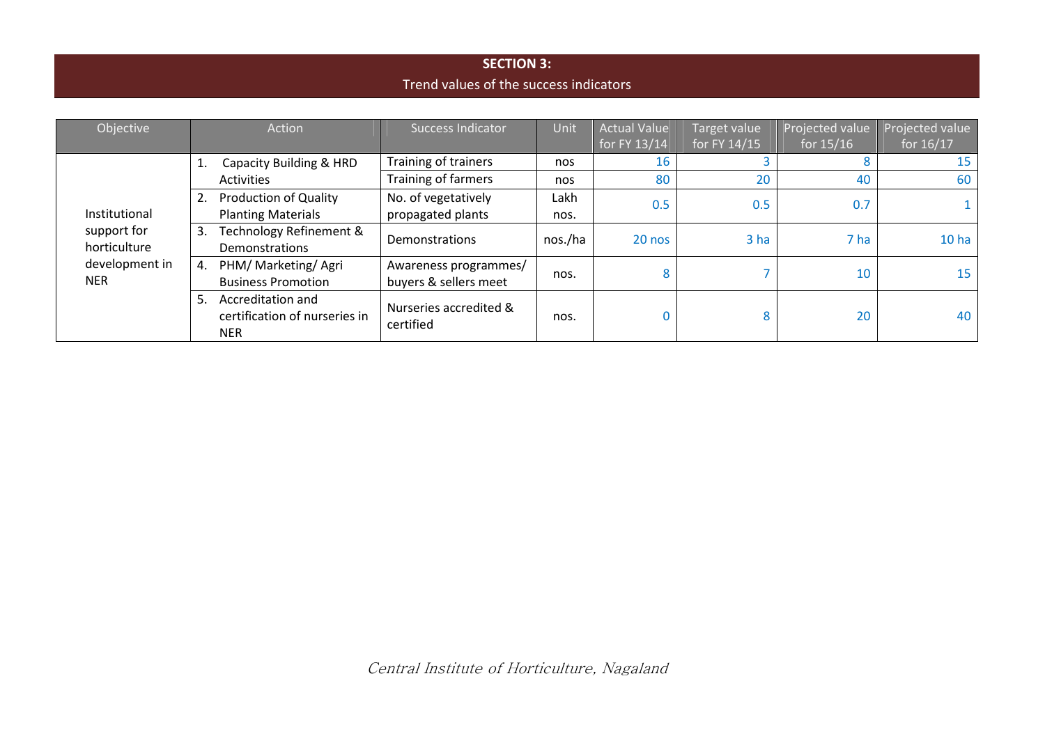## SECTION 3:

Trend values of the success indicators

| Objective | Action | Success Indicator | Unit | Actual Value for FY 13/14 | Target value for FY 14/15 | Projected value for 15/16 | Projected value for 16/17 |
|---|---|---|---|---|---|---|---|
| Institutional support for horticulture development in NER | 1. Capacity Building & HRD Activities | Training of trainers | nos | 16 | 3 | 8 | 15 |
| | | Training of farmers | nos | 80 | 20 | 40 | 60 |
| | 2. Production of Quality Planting Materials | No. of vegetatively propagated plants | Lakh nos. | 0.5 | 0.5 | 0.7 | 1 |
| | 3. Technology Refinement & Demonstrations | Demonstrations | nos./ha | 20 nos | 3 ha | 7 ha | 10 ha |
| | 4. PHM/ Marketing/ Agri Business Promotion | Awareness programmes/ buyers & sellers meet | nos. | 8 | 7 | 10 | 15 |
| | 5. Accreditation and certification of nurseries in NER | Nurseries accredited & certified | nos. | 0 | 8 | 20 | 40 |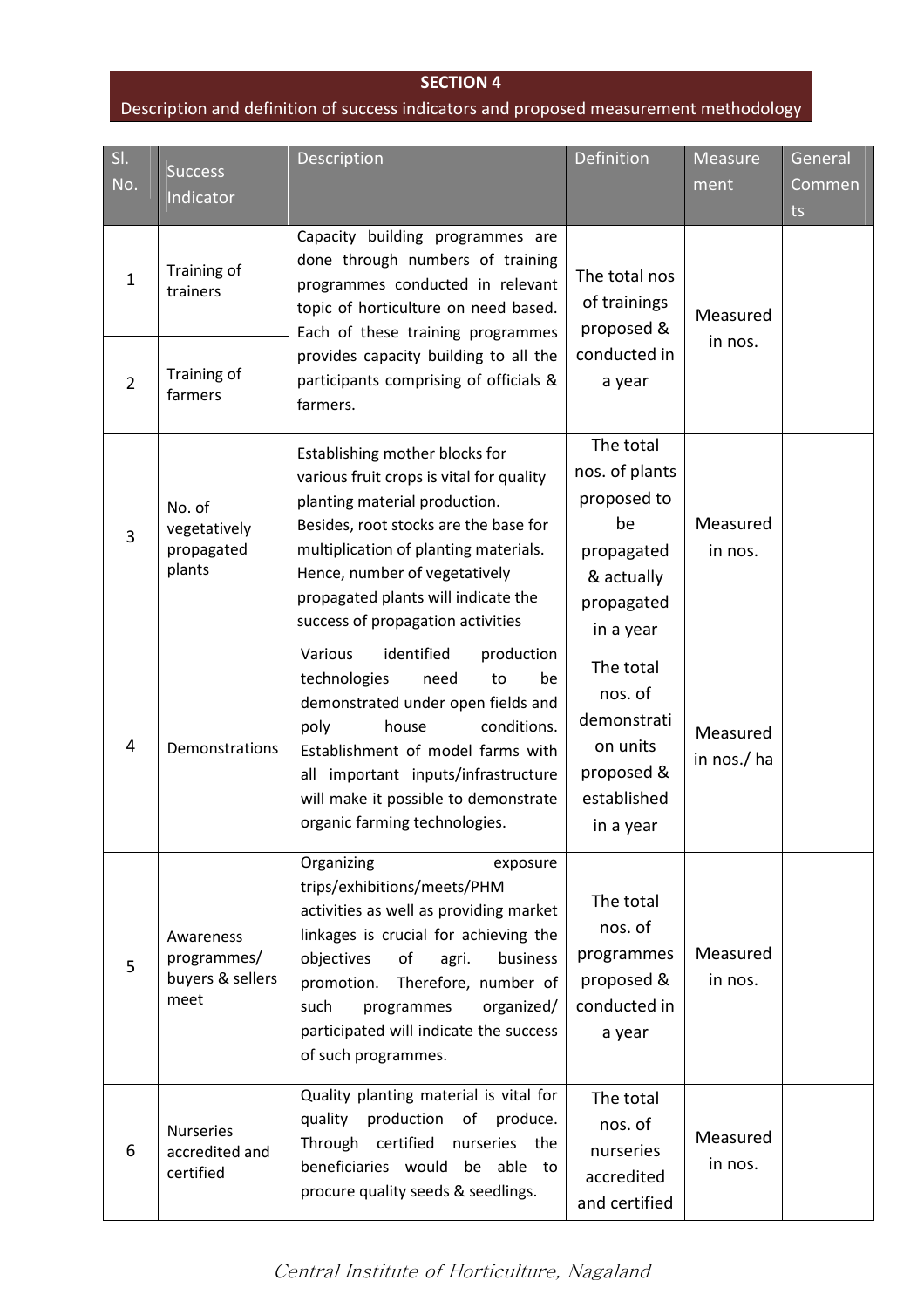## SECTION 4

Description and definition of success indicators and proposed measurement methodology

| Sl. No. | Success Indicator | Description | Definition | Measurement | General Comments |
|---|---|---|---|---|---|
| 1 | Training of trainers | Capacity building programmes are done through numbers of training programmes conducted in relevant topic of horticulture on need based. Each of these training programmes provides capacity building to all the participants comprising of officials & farmers. | The total nos of trainings proposed & conducted in a year | Measured in nos. | |
| 2 | Training of farmers | | | | |
| 3 | No. of vegetatively propagated plants | Establishing mother blocks for various fruit crops is vital for quality planting material production. Besides, root stocks are the base for multiplication of planting materials. Hence, number of vegetatively propagated plants will indicate the success of propagation activities | The total nos. of plants proposed to be propagated & actually propagated in a year | Measured in nos. | |
| 4 | Demonstrations | Various identified production technologies need to be demonstrated under open fields and poly house conditions. Establishment of model farms with all important inputs/infrastructure will make it possible to demonstrate organic farming technologies. | The total nos. of demonstration units proposed & established in a year | Measured in nos./ ha | |
| 5 | Awareness programmes/ buyers & sellers meet | Organizing exposure trips/exhibitions/meets/PHM activities as well as providing market linkages is crucial for achieving the objectives of agri. business promotion. Therefore, number of such programmes organized/ participated will indicate the success of such programmes. | The total nos. of programmes proposed & conducted in a year | Measured in nos. | |
| 6 | Nurseries accredited and certified | Quality planting material is vital for quality production of produce. Through certified nurseries the beneficiaries would be able to procure quality seeds & seedlings. | The total nos. of nurseries accredited and certified | Measured in nos. | |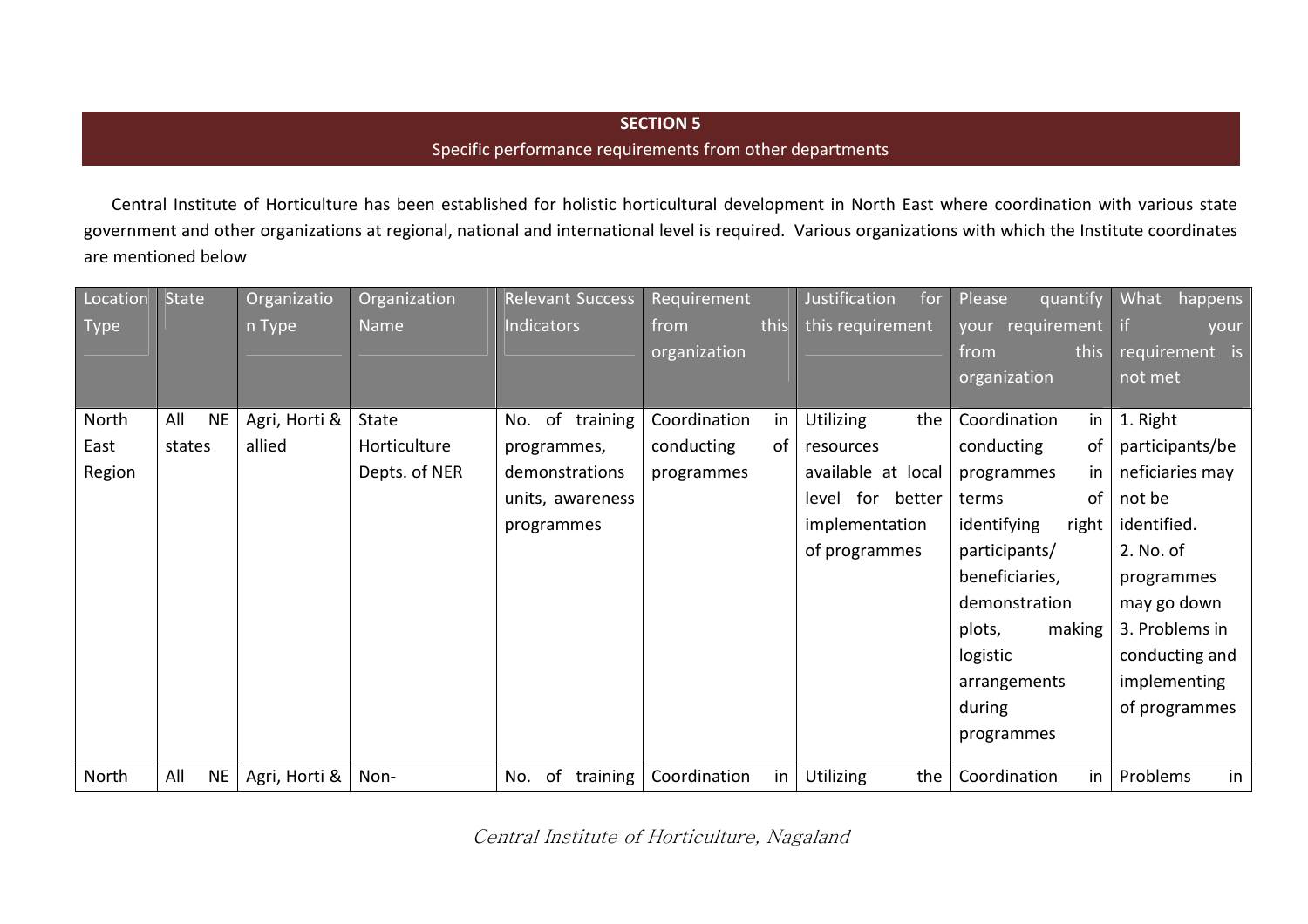## SECTION 5

Specific performance requirements from other departments

Central Institute of Horticulture has been established for holistic horticultural development in North East where coordination with various state government and other organizations at regional, national and international level is required. Various organizations with which the Institute coordinates are mentioned below

| Location Type | State | Organization Type | Organization Name | Relevant Success Indicators | Requirement from this organization | Justification for this requirement | Please quantify your requirement from this organization | What happens if your requirement is not met |
|---|---|---|---|---|---|---|---|---|
| North East Region | All NE states | Agri, Horti & allied | State Horticulture Depts. of NER | No. of training programmes, demonstrations units, awareness programmes | Coordination in conducting of programmes | Utilizing the resources available at local level for better implementation of programmes | Coordination in conducting of programmes in terms of identifying right participants/ beneficiaries, demonstration plots, making logistic arrangements during programmes | 1. Right participants/beneficiaries may not be identified. 2. No. of programmes may go down 3. Problems in conducting and implementing of programmes |
| North | All NE | Agri, Horti & | Non- | No. of training | Coordination in | Utilizing the | Coordination in | Problems in |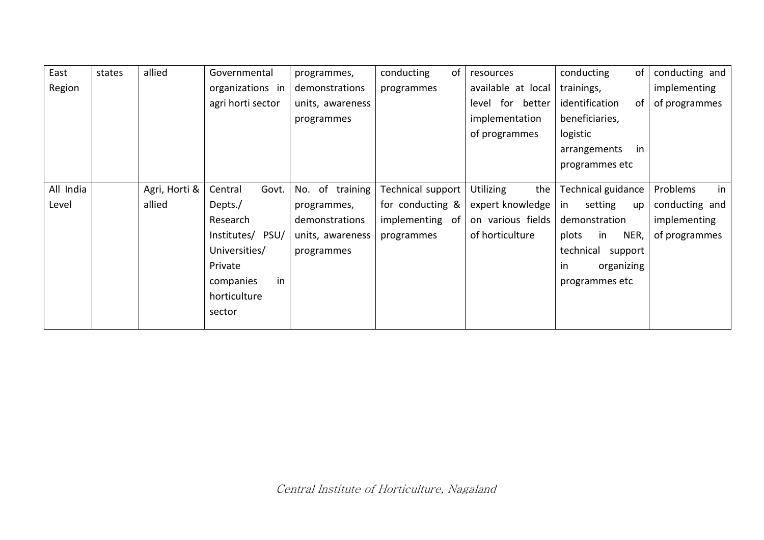| East Region | states | allied | Governmental organizations in agri horti sector | programmes, demonstrations units, awareness programmes | conducting of programmes | resources available at local level for better implementation of programmes | conducting of trainings, identification of beneficiaries, logistic arrangements in programmes etc | conducting and implementing of programmes |
|---|---|---|---|---|---|---|---|---|
| All India Level | | Agri, Horti & allied | Central Govt. Depts./ Research Institutes/ PSU/ Universities/ Private companies in horticulture sector | No. of training programmes, demonstrations units, awareness programmes | Technical support for conducting & implementing of programmes | Utilizing the expert knowledge on various fields of horticulture | Technical guidance in setting up demonstration plots in NER, technical support in organizing programmes etc | Problems in conducting and implementing of programmes |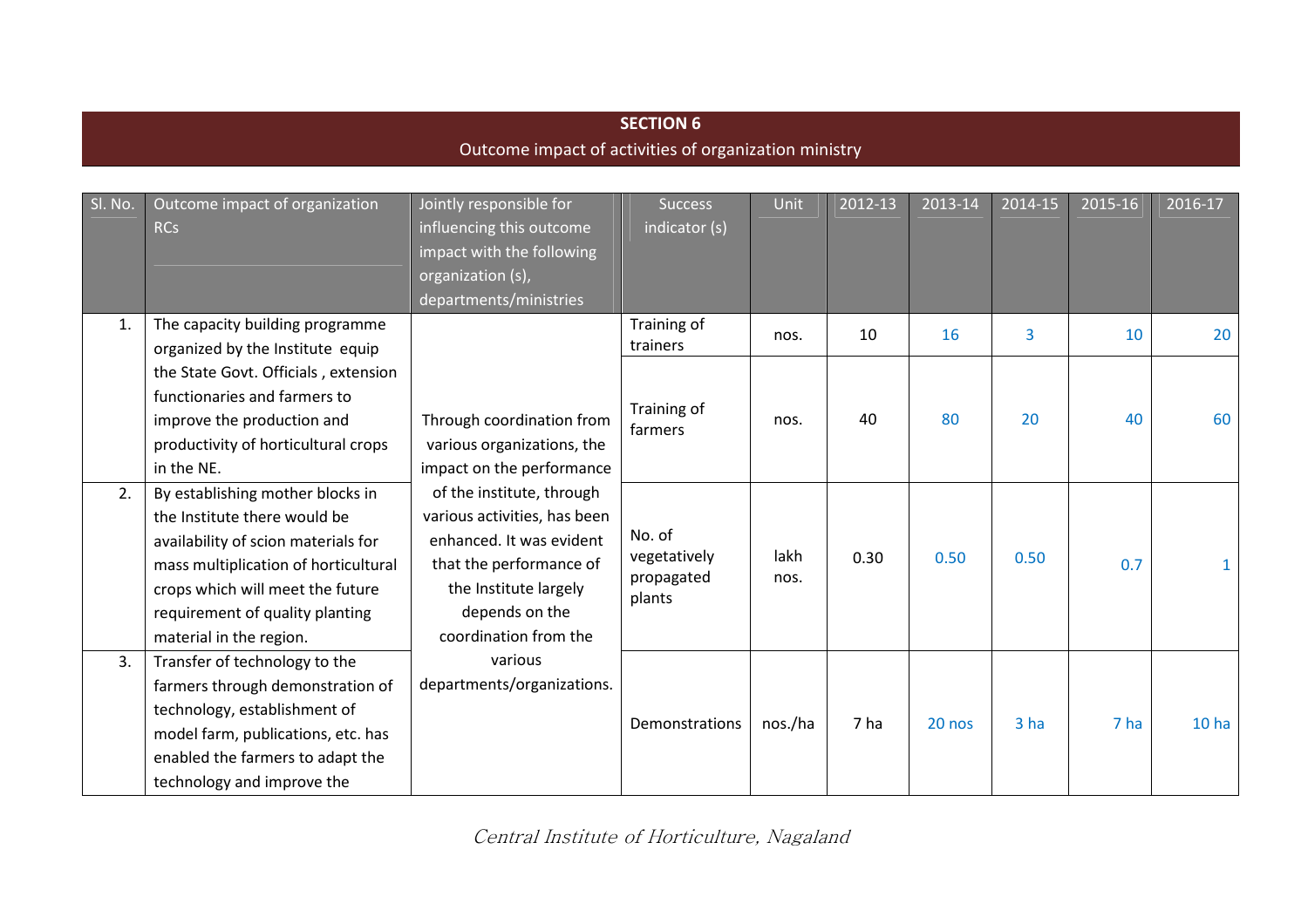## SECTION 6

Outcome impact of activities of organization ministry

| Sl. No. | Outcome impact of organization RCs | Jointly responsible for influencing this outcome impact with the following organization (s), departments/ministries | Success indicator (s) | Unit | 2012-13 | 2013-14 | 2014-15 | 2015-16 | 2016-17 |
|---|---|---|---|---|---|---|---|---|---|
| 1. | The capacity building programme organized by the Institute equip the State Govt. Officials , extension functionaries and farmers to improve the production and productivity of horticultural crops in the NE. | Through coordination from various organizations, the impact on the performance of the institute, through various activities, has been enhanced. It was evident that the performance of the Institute largely depends on the coordination from the various departments/organizations. | Training of trainers | nos. | 10 | 16 | 3 | 10 | 20 |
| | | | Training of farmers | nos. | 40 | 80 | 20 | 40 | 60 |
| 2. | By establishing mother blocks in the Institute there would be availability of scion materials for mass multiplication of horticultural crops which will meet the future requirement of quality planting material in the region. | | No. of vegetatively propagated plants | lakh nos. | 0.30 | 0.50 | 0.50 | 0.7 | 1 |
| 3. | Transfer of technology to the farmers through demonstration of technology, establishment of model farm, publications, etc. has enabled the farmers to adapt the technology and improve the | | Demonstrations | nos./ha | 7 ha | 20 nos | 3 ha | 7 ha | 10 ha |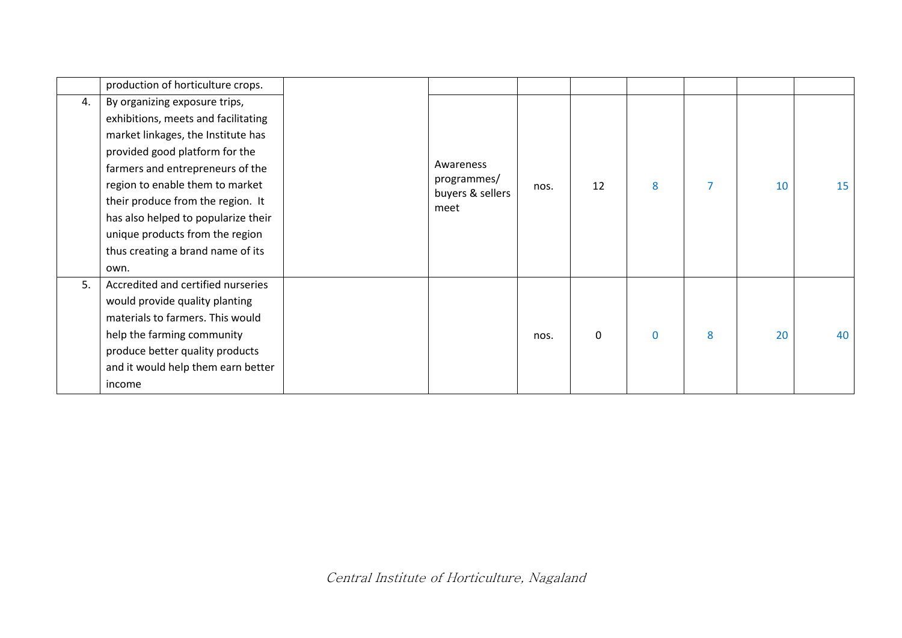| | | | | | | | | | |
|---|---|---|---|---|---|---|---|---|---|
| | production of horticulture crops. | | | | | | | | |
| 4. | By organizing exposure trips, exhibitions, meets and facilitating market linkages, the Institute has provided good platform for the farmers and entrepreneurs of the region to enable them to market their produce from the region. It has also helped to popularize their unique products from the region thus creating a brand name of its own. | | Awareness programmes/ buyers & sellers meet | nos. | 12 | 8 | 7 | 10 | 15 |
| 5. | Accredited and certified nurseries would provide quality planting materials to farmers. This would help the farming community produce better quality products and it would help them earn better income | | | nos. | 0 | 0 | 8 | 20 | 40 |